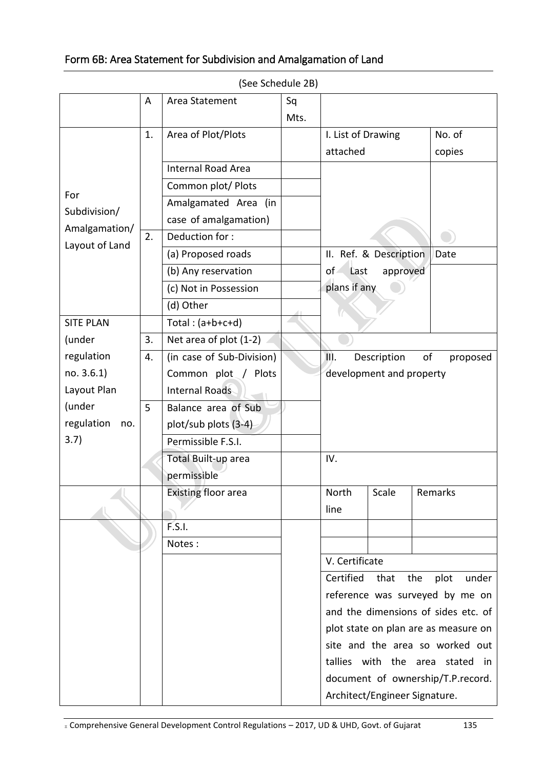## Form 6B: Area Statement for Subdivision and Amalgamation of Land

(See Schedule 2B)

| | A | Area Statement | Sq Mts. | | | |
|---|---|---|---|---|---|---|
| For Subdivision/ Amalgamation/ Layout of Land | 1. | Area of Plot/Plots | | I. List of Drawing attached | | No. of copies |
| | | Internal Road Area | | | | |
| | | Common plot/ Plots | | | | |
| | | Amalgamated Area (in case of amalgamation) | | | | |
| | 2. | Deduction for : | | | | |
| | | (a) Proposed roads | | II. Ref. & Description of Last approved plans if any | | Date |
| | | (b) Any reservation | | | | |
| | | (c) Not in Possession | | | | |
| | | (d) Other | | | | |
| SITE PLAN (under regulation no. 3.6.1) Layout Plan (under regulation no. 3.7) | | Total : (a+b+c+d) | | | | |
| | 3. | Net area of plot (1-2) | | | | |
| | 4. | (in case of Sub-Division) Common plot / Plots Internal Roads | | III. Description of proposed development and property | | |
| | 5 | Balance area of Sub plot/sub plots (3-4) | | | | |
| | | Permissible F.S.I. | | | | |
| | | Total Built-up area permissible | | IV. | | |
| | | Existing floor area | | North line | Scale | Remarks |
| | | F.S.I. | | | | |
| | | Notes : | | | | |
| | | | | V. Certificate | | |
| | | | | Certified that the plot under reference was surveyed by me on and the dimensions of sides etc. of plot state on plan are as measure on site and the area so worked out tallies with the area stated in document of ownership/T.P.record. Architect/Engineer Signature. | | |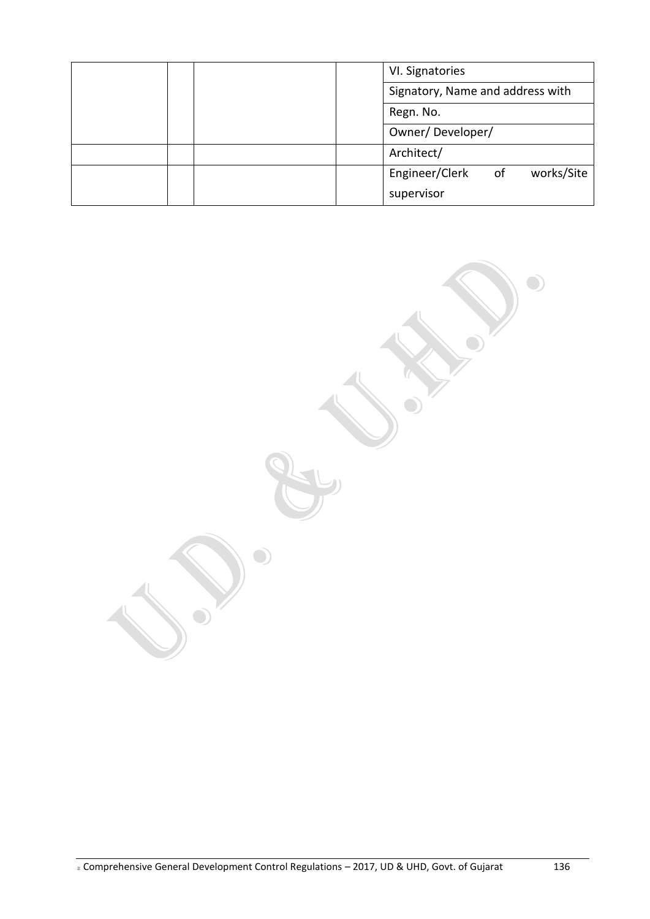| | | | | |
|---|---|---|---|---|
| | | | | VI. Signatories |
| | | | | Signatory, Name and address with |
| | | | | Regn. No. |
| | | | | Owner/ Developer/ |
| | | | | Architect/ |
| | | | | Engineer/Clerk of works/Site supervisor |